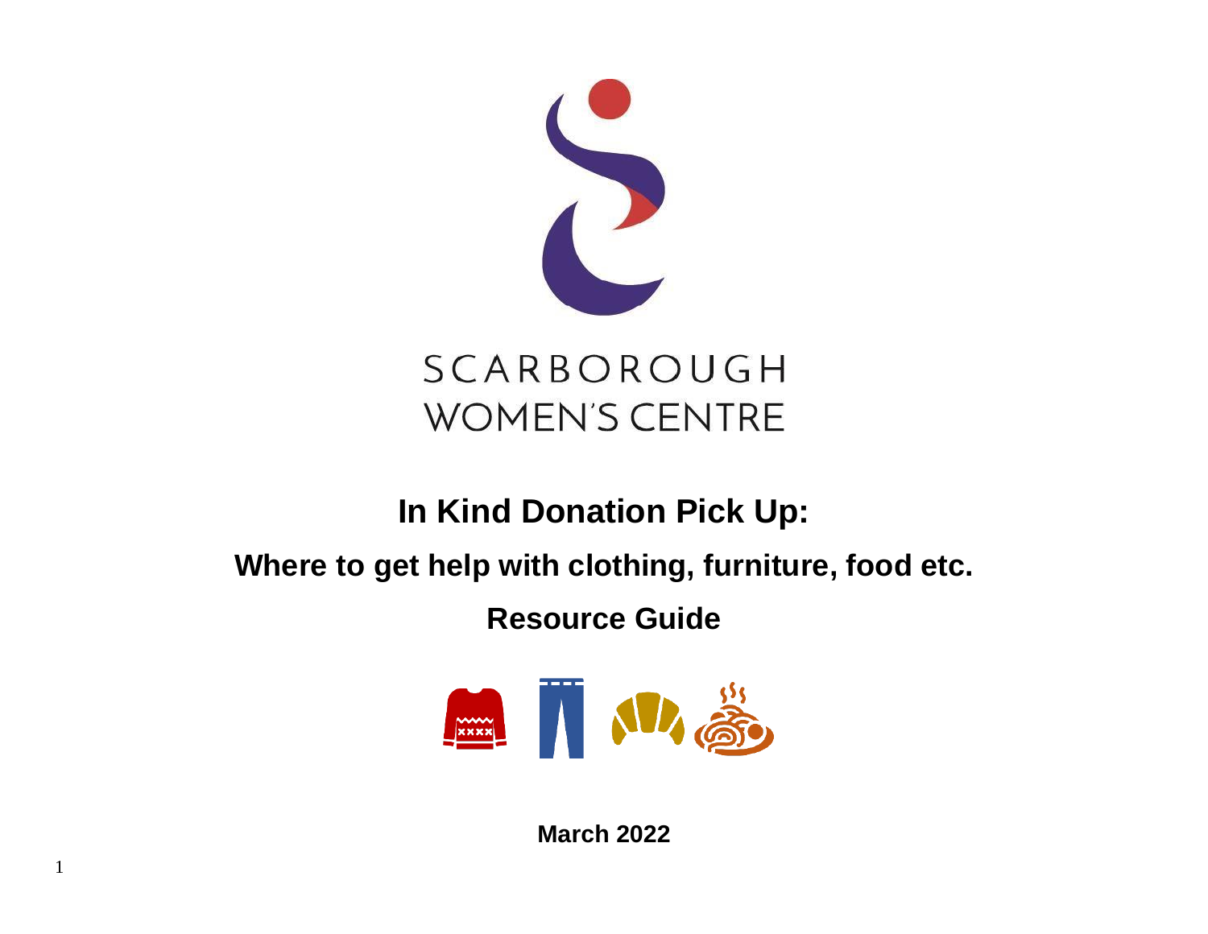SCARBOROUGH
WOMEN'S CENTRE

# In Kind Donation Pick Up:

## Where to get help with clothing, furniture, food etc.

## Resource Guide

**March 2022**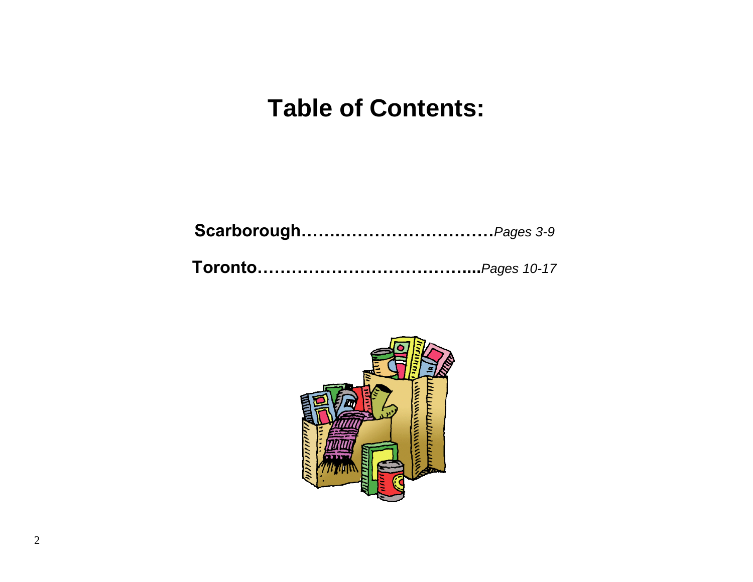# Table of Contents:

**Scarborough…….…………………………** *Pages 3-9*

**Toronto…………………………………....** *Pages 10-17*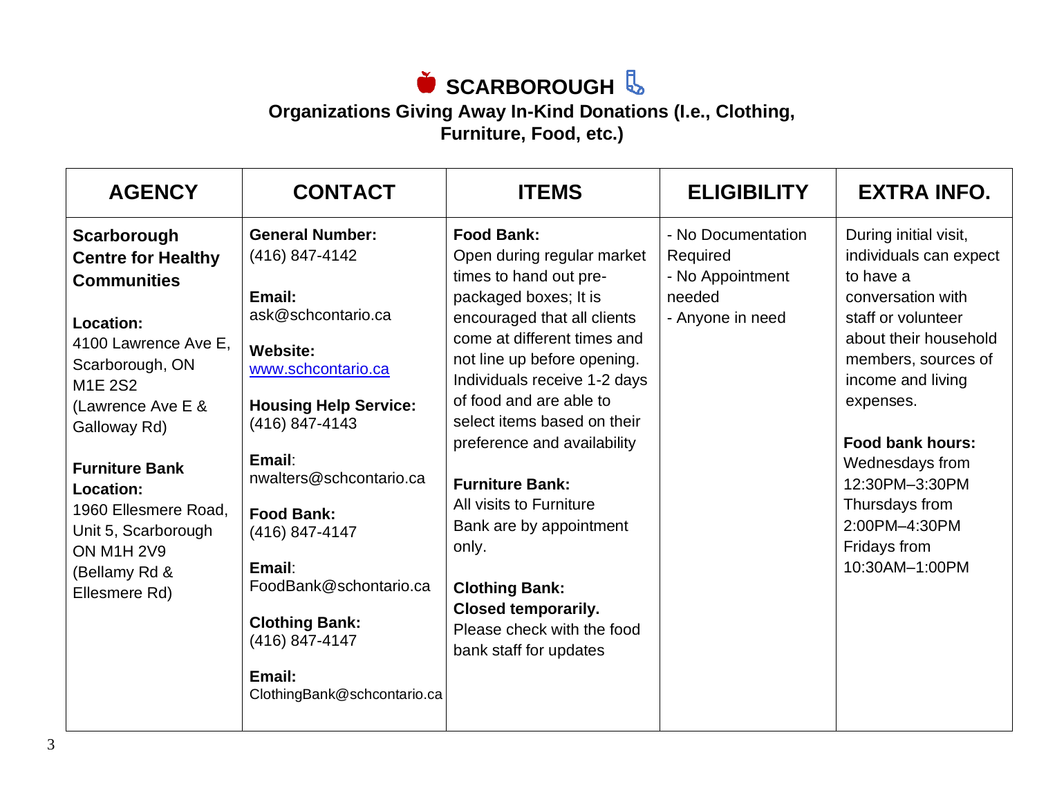# SCARBOROUGH

## Organizations Giving Away In-Kind Donations (I.e., Clothing, Furniture, Food, etc.)

| AGENCY | CONTACT | ITEMS | ELIGIBILITY | EXTRA INFO. |
|---|---|---|---|---|
| **Scarborough Centre for Healthy Communities**<br><br>**Location:**<br>4100 Lawrence Ave E, Scarborough, ON M1E 2S2<br>(Lawrence Ave E & Galloway Rd)<br><br>**Furniture Bank Location:**<br>1960 Ellesmere Road, Unit 5, Scarborough ON M1H 2V9<br>(Bellamy Rd & Ellesmere Rd) | **General Number:**<br>(416) 847-4142<br><br>**Email:**<br>ask@schcontario.ca<br><br>**Website:**<br>www.schcontario.ca<br><br>**Housing Help Service:**<br>(416) 847-4143<br><br>**Email**:<br>nwalters@schcontario.ca<br><br>**Food Bank:**<br>(416) 847-4147<br><br>**Email**:<br>FoodBank@schontario.ca<br><br>**Clothing Bank:**<br>(416) 847-4147<br><br>**Email:**<br>ClothingBank@schcontario.ca | **Food Bank:**<br>Open during regular market times to hand out pre-packaged boxes; It is encouraged that all clients come at different times and not line up before opening. Individuals receive 1-2 days of food and are able to select items based on their preference and availability<br><br>**Furniture Bank:**<br>All visits to Furniture Bank are by appointment only.<br><br>**Clothing Bank:**<br>**Closed temporarily.**<br>Please check with the food bank staff for updates | - No Documentation Required<br>- No Appointment needed<br>- Anyone in need | During initial visit, individuals can expect to have a conversation with staff or volunteer about their household members, sources of income and living expenses.<br><br>**Food bank hours:**<br>Wednesdays from 12:30PM–3:30PM<br>Thursdays from 2:00PM–4:30PM<br>Fridays from 10:30AM–1:00PM |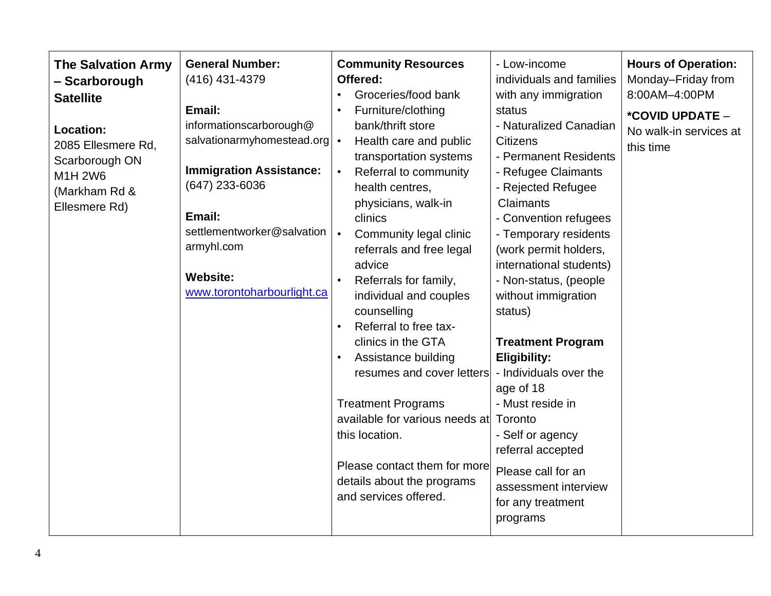| **The Salvation Army – Scarborough Satellite**<br><br>**Location:**<br>2085 Ellesmere Rd, Scarborough ON M1H 2W6<br>(Markham Rd & Ellesmere Rd) | **General Number:**<br>(416) 431-4379<br><br>**Email:**<br>informationscarborough@salvationarmyhomestead.org<br><br>**Immigration Assistance:**<br>(647) 233-6036<br><br>**Email:**<br>settlementworker@salvationarmyhl.com<br><br>**Website:**<br>[www.torontoharbourlight.ca](http://www.torontoharbourlight.ca) | **Community Resources Offered:**<br>• Groceries/food bank<br>• Furniture/clothing bank/thrift store<br>• Health care and public transportation systems<br>• Referral to community health centres, physicians, walk-in clinics<br>• Community legal clinic referrals and free legal advice<br>• Referrals for family, individual and couples counselling<br>• Referral to free tax-clinics in the GTA<br>• Assistance building resumes and cover letters<br><br>Treatment Programs available for various needs at this location.<br><br>Please contact them for more details about the programs and services offered. | - Low-income individuals and families with any immigration status<br>- Naturalized Canadian Citizens<br>- Permanent Residents<br>- Refugee Claimants<br>- Rejected Refugee Claimants<br>- Convention refugees<br>- Temporary residents (work permit holders, international students)<br>- Non-status, (people without immigration status)<br><br>**Treatment Program Eligibility:**<br>- Individuals over the age of 18<br>- Must reside in Toronto<br>- Self or agency referral accepted<br><br>Please call for an assessment interview for any treatment programs | **Hours of Operation:**<br>Monday–Friday from 8:00AM–4:00PM<br><br>***COVID UPDATE** – No walk-in services at this time |
|---|---|---|---|---|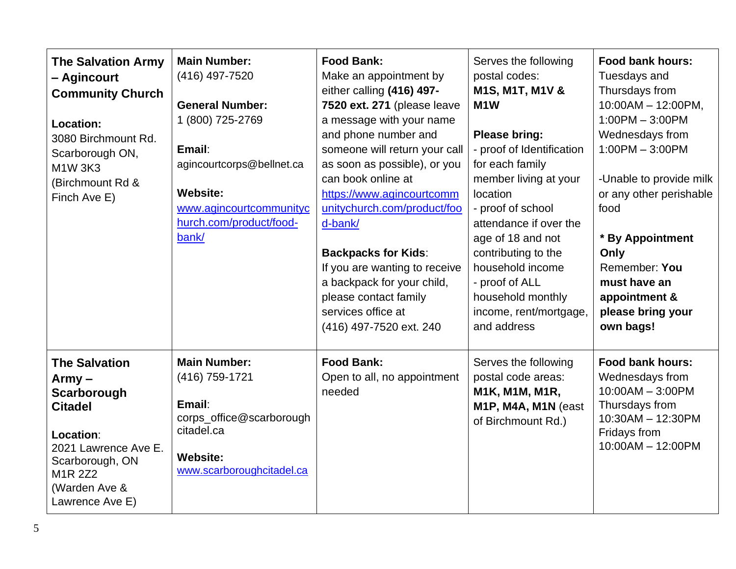| | | | | |
|---|---|---|---|---|
| **The Salvation Army – Agincourt Community Church**<br><br>**Location:**<br>3080 Birchmount Rd. Scarborough ON, M1W 3K3<br>(Birchmount Rd & Finch Ave E) | **Main Number:**<br>(416) 497-7520<br><br>**General Number:**<br>1 (800) 725-2769<br><br>**Email**:<br>agincourtcorps@bellnet.ca<br><br>**Website:**<br>[www.agincourtcommunitychurch.com/product/food-bank/](www.agincourtcommunitychurch.com/product/food-bank/) | **Food Bank:**<br>Make an appointment by either calling **(416) 497-7520 ext. 271** (please leave a message with your name and phone number and someone will return your call as soon as possible), or you can book online at [https://www.agincourtcommunitychurch.com/product/food-bank/](https://www.agincourtcommunitychurch.com/product/food-bank/)<br><br>**Backpacks for Kids**:<br>If you are wanting to receive a backpack for your child, please contact family services office at (416) 497-7520 ext. 240 | Serves the following postal codes:<br>**M1S, M1T, M1V & M1W**<br><br>**Please bring:**<br>- proof of Identification for each family member living at your location<br>- proof of school attendance if over the age of 18 and not contributing to the household income<br>- proof of ALL household monthly income, rent/mortgage, and address | **Food bank hours:**<br>Tuesdays and Thursdays from 10:00AM – 12:00PM, 1:00PM – 3:00PM<br>Wednesdays from 1:00PM – 3:00PM<br><br>-Unable to provide milk or any other perishable food<br><br>**\* By Appointment Only**<br>Remember: **You must have an appointment & please bring your own bags!** |
| **The Salvation Army – Scarborough Citadel**<br><br>**Location**:<br>2021 Lawrence Ave E. Scarborough, ON M1R 2Z2<br>(Warden Ave & Lawrence Ave E) | **Main Number:**<br>(416) 759-1721<br><br>**Email**:<br>corps_office@scarboroughcitadel.ca<br><br>**Website:**<br>[www.scarboroughcitadel.ca](www.scarboroughcitadel.ca) | **Food Bank:**<br>Open to all, no appointment needed | Serves the following postal code areas:<br>**M1K, M1M, M1R, M1P, M4A, M1N** (east of Birchmount Rd.) | **Food bank hours:**<br>Wednesdays from 10:00AM – 3:00PM<br>Thursdays from 10:30AM – 12:30PM<br>Fridays from 10:00AM – 12:00PM |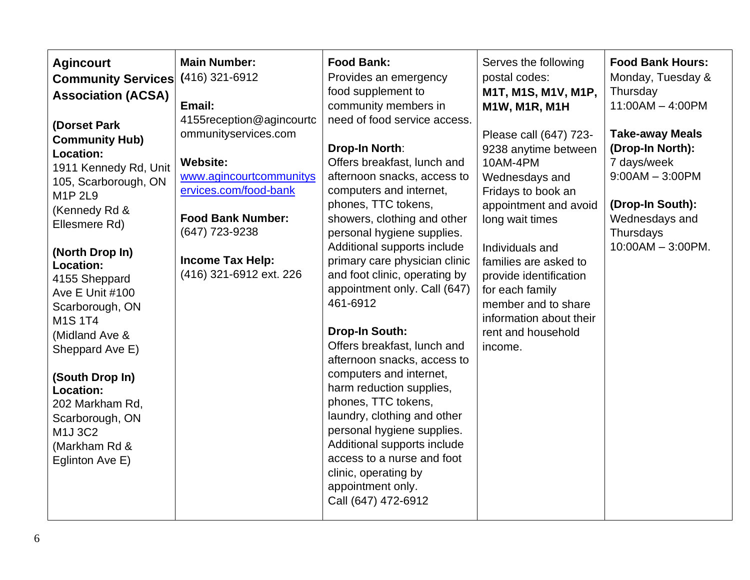| **Agincourt Community Services Association (ACSA)**<br><br>**(Dorset Park Community Hub) Location:**<br>1911 Kennedy Rd, Unit 105, Scarborough, ON M1P 2L9<br>(Kennedy Rd & Ellesmere Rd)<br><br>**(North Drop In) Location:**<br>4155 Sheppard Ave E Unit #100 Scarborough, ON M1S 1T4<br>(Midland Ave & Sheppard Ave E)<br><br>**(South Drop In) Location:**<br>202 Markham Rd, Scarborough, ON M1J 3C2<br>(Markham Rd & Eglinton Ave E) | **Main Number:**<br>(416) 321-6912<br><br>**Email:**<br>4155reception@agincourtcommunityservices.com<br><br>**Website:**<br>[www.agincourtcommunityservices.com/food-bank](www.agincourtcommunityservices.com/food-bank)<br><br>**Food Bank Number:**<br>(647) 723-9238<br><br>**Income Tax Help:**<br>(416) 321-6912 ext. 226 | **Food Bank:**<br>Provides an emergency food supplement to community members in need of food service access.<br><br>**Drop-In North**:<br>Offers breakfast, lunch and afternoon snacks, access to computers and internet, phones, TTC tokens, showers, clothing and other personal hygiene supplies. Additional supports include primary care physician clinic and foot clinic, operating by appointment only. Call (647) 461-6912<br><br>**Drop-In South:**<br>Offers breakfast, lunch and afternoon snacks, access to computers and internet, harm reduction supplies, phones, TTC tokens, laundry, clothing and other personal hygiene supplies. Additional supports include access to a nurse and foot clinic, operating by appointment only.<br>Call (647) 472-6912 | Serves the following postal codes:<br>**M1T, M1S, M1V, M1P, M1W, M1R, M1H**<br><br>Please call (647) 723-9238 anytime between 10AM-4PM Wednesdays and Fridays to book an appointment and avoid long wait times<br><br>Individuals and families are asked to provide identification for each family member and to share information about their rent and household income. | **Food Bank Hours:**<br>Monday, Tuesday & Thursday<br>11:00AM – 4:00PM<br><br>**Take-away Meals (Drop-In North):**<br>7 days/week<br>9:00AM – 3:00PM<br><br>**(Drop-In South):**<br>Wednesdays and Thursdays<br>10:00AM – 3:00PM. |
|---|---|---|---|---|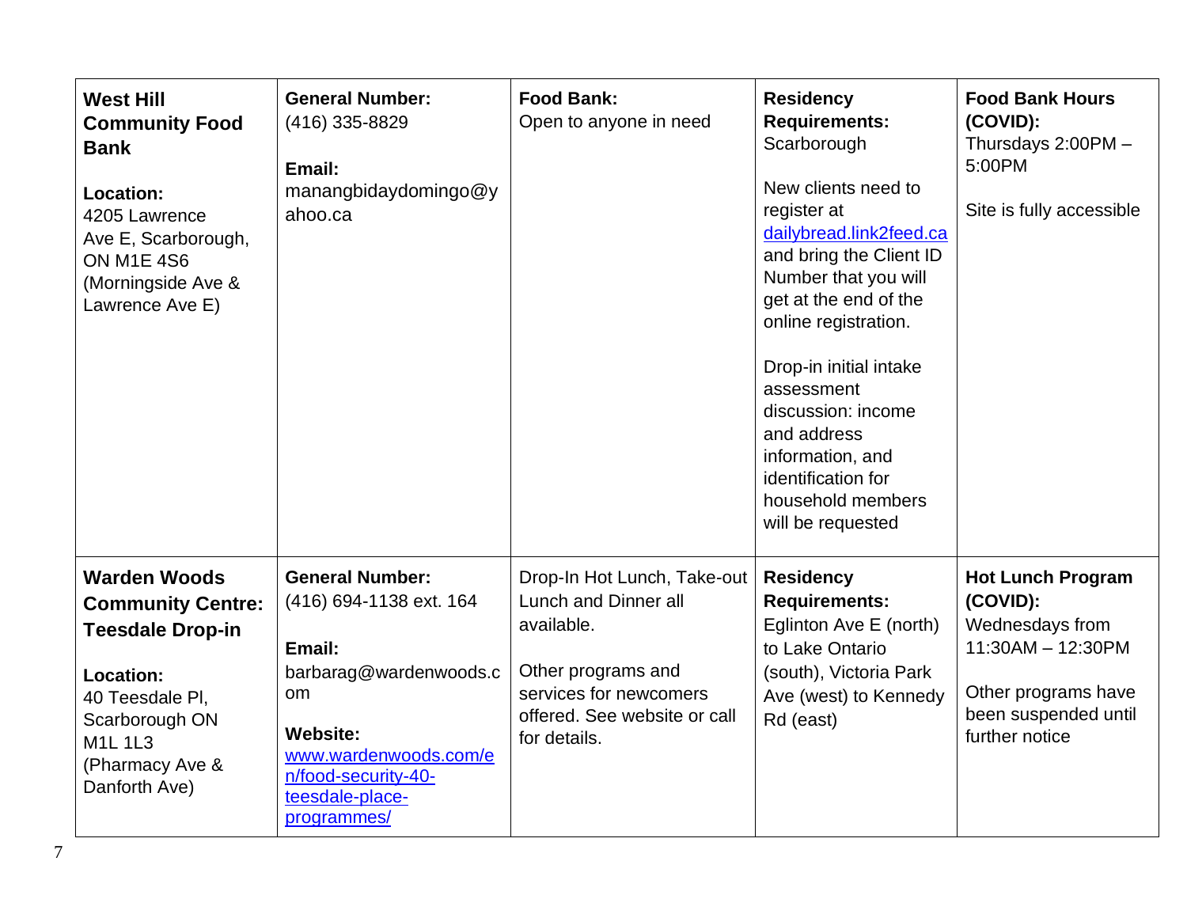| **West Hill Community Food Bank**<br><br>**Location:**<br>4205 Lawrence Ave E, Scarborough, ON M1E 4S6 (Morningside Ave & Lawrence Ave E) | **General Number:**<br>(416) 335-8829<br><br>**Email:**<br>manangbidaydomingo@yahoo.ca | **Food Bank:**<br>Open to anyone in need | **Residency Requirements:**<br>Scarborough<br><br>New clients need to register at dailybread.link2feed.ca and bring the Client ID Number that you will get at the end of the online registration.<br><br>Drop-in initial intake assessment discussion: income and address information, and identification for household members will be requested | **Food Bank Hours (COVID):**<br>Thursdays 2:00PM – 5:00PM<br><br>Site is fully accessible |
|---|---|---|---|---|
| **Warden Woods Community Centre: Teesdale Drop-in**<br><br>**Location:**<br>40 Teesdale Pl, Scarborough ON M1L 1L3 (Pharmacy Ave & Danforth Ave) | **General Number:**<br>(416) 694-1138 ext. 164<br><br>**Email:**<br>barbarag@wardenwoods.com<br><br>**Website:**<br>www.wardenwoods.com/en/food-security-40-teesdale-place-programmes/ | Drop-In Hot Lunch, Take-out Lunch and Dinner all available.<br><br>Other programs and services for newcomers offered. See website or call for details. | **Residency Requirements:**<br>Eglinton Ave E (north) to Lake Ontario (south), Victoria Park Ave (west) to Kennedy Rd (east) | **Hot Lunch Program (COVID):**<br>Wednesdays from 11:30AM – 12:30PM<br><br>Other programs have been suspended until further notice |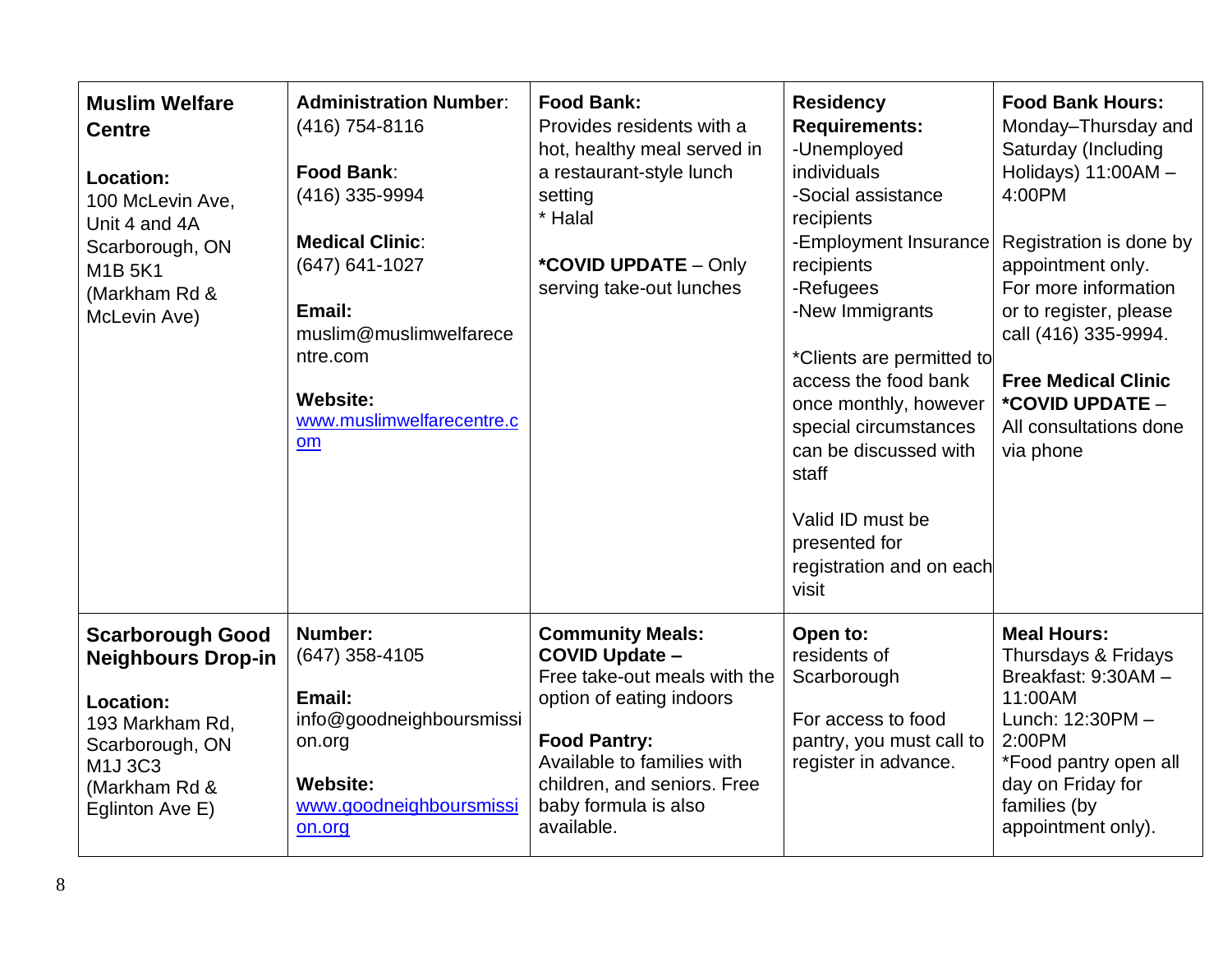| | | | | |
|---|---|---|---|---|
| **Muslim Welfare Centre**<br><br>**Location:**<br>100 McLevin Ave, Unit 4 and 4A<br>Scarborough, ON M1B 5K1<br>(Markham Rd & McLevin Ave) | **Administration Number**:<br>(416) 754-8116<br><br>**Food Bank**:<br>(416) 335-9994<br><br>**Medical Clinic**:<br>(647) 641-1027<br><br>**Email:**<br>muslim@muslimwelfarecentre.com<br><br>**Website:**<br>[www.muslimwelfarecentre.com](http://www.muslimwelfarecentre.com) | **Food Bank:**<br>Provides residents with a hot, healthy meal served in a restaurant-style lunch setting<br>* Halal<br><br>***COVID UPDATE** – Only serving take-out lunches | **Residency Requirements:**<br>-Unemployed individuals<br>-Social assistance recipients<br>-Employment Insurance recipients<br>-Refugees<br>-New Immigrants<br><br>*Clients are permitted to access the food bank once monthly, however special circumstances can be discussed with staff<br><br>Valid ID must be presented for registration and on each visit | **Food Bank Hours:**<br>Monday–Thursday and Saturday (Including Holidays) 11:00AM – 4:00PM<br><br>Registration is done by appointment only.<br>For more information or to register, please call (416) 335-9994.<br><br>**Free Medical Clinic**<br>***COVID UPDATE** –<br>All consultations done via phone |
| **Scarborough Good Neighbours Drop-in**<br><br>**Location:**<br>193 Markham Rd, Scarborough, ON M1J 3C3<br>(Markham Rd & Eglinton Ave E) | **Number:**<br>(647) 358-4105<br><br>**Email:**<br>info@goodneighboursmission.org<br><br>**Website:**<br>[www.goodneighboursmission.org](http://www.goodneighboursmission.org) | **Community Meals:**<br>**COVID Update –**<br>Free take-out meals with the option of eating indoors<br><br>**Food Pantry:**<br>Available to families with children, and seniors. Free baby formula is also available. | **Open to:**<br>residents of Scarborough<br><br>For access to food pantry, you must call to register in advance. | **Meal Hours:**<br>Thursdays & Fridays<br>Breakfast: 9:30AM – 11:00AM<br>Lunch: 12:30PM – 2:00PM<br>*Food pantry open all day on Friday for families (by appointment only). |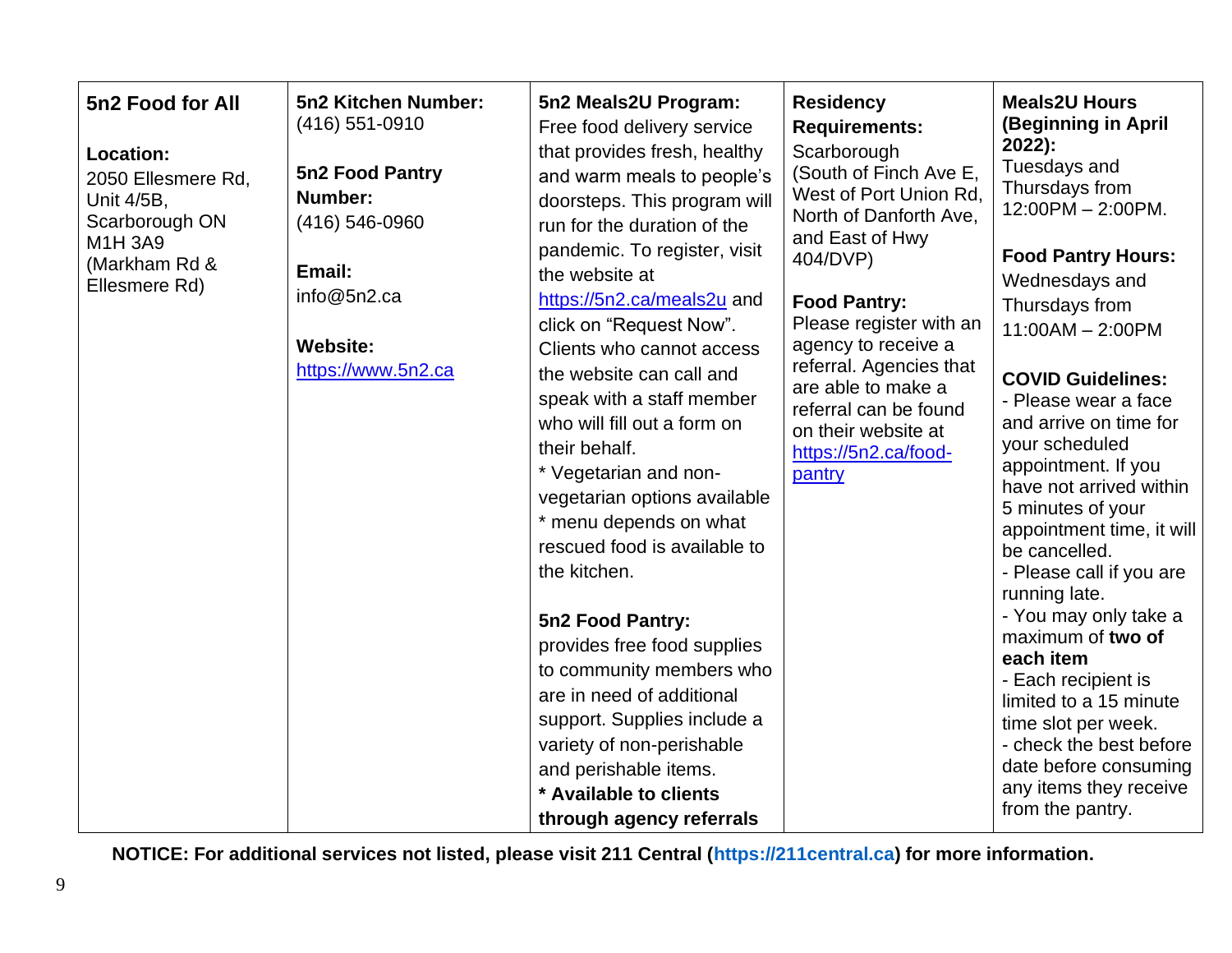| **5n2 Food for All**<br><br>**Location:**<br>2050 Ellesmere Rd, Unit 4/5B, Scarborough ON M1H 3A9 (Markham Rd & Ellesmere Rd) | **5n2 Kitchen Number:**<br>(416) 551-0910<br><br>**5n2 Food Pantry Number:**<br>(416) 546-0960<br><br>**Email:**<br>info@5n2.ca<br><br>**Website:**<br>https://www.5n2.ca | **5n2 Meals2U Program:**<br>Free food delivery service that provides fresh, healthy and warm meals to people's doorsteps. This program will run for the duration of the pandemic. To register, visit the website at https://5n2.ca/meals2u and click on "Request Now". Clients who cannot access the website can call and speak with a staff member who will fill out a form on their behalf.<br>* Vegetarian and non-vegetarian options available<br>* menu depends on what rescued food is available to the kitchen.<br><br>**5n2 Food Pantry:**<br>provides free food supplies to community members who are in need of additional support. Supplies include a variety of non-perishable and perishable items.<br>**\* Available to clients through agency referrals** | **Residency Requirements:**<br>Scarborough (South of Finch Ave E, West of Port Union Rd, North of Danforth Ave, and East of Hwy 404/DVP)<br><br>**Food Pantry:**<br>Please register with an agency to receive a referral. Agencies that are able to make a referral can be found on their website at https://5n2.ca/food-pantry | **Meals2U Hours (Beginning in April 2022):**<br>Tuesdays and Thursdays from 12:00PM – 2:00PM.<br><br>**Food Pantry Hours:**<br>Wednesdays and Thursdays from 11:00AM – 2:00PM<br><br>**COVID Guidelines:**<br>- Please wear a face and arrive on time for your scheduled appointment. If you have not arrived within 5 minutes of your appointment time, it will be cancelled.<br>- Please call if you are running late.<br>- You may only take a maximum of **two of each item**<br>- Each recipient is limited to a 15 minute time slot per week.<br>- check the best before date before consuming any items they receive from the pantry. |
|---|---|---|---|---|

**NOTICE: For additional services not listed, please visit 211 Central (https://211central.ca) for more information.**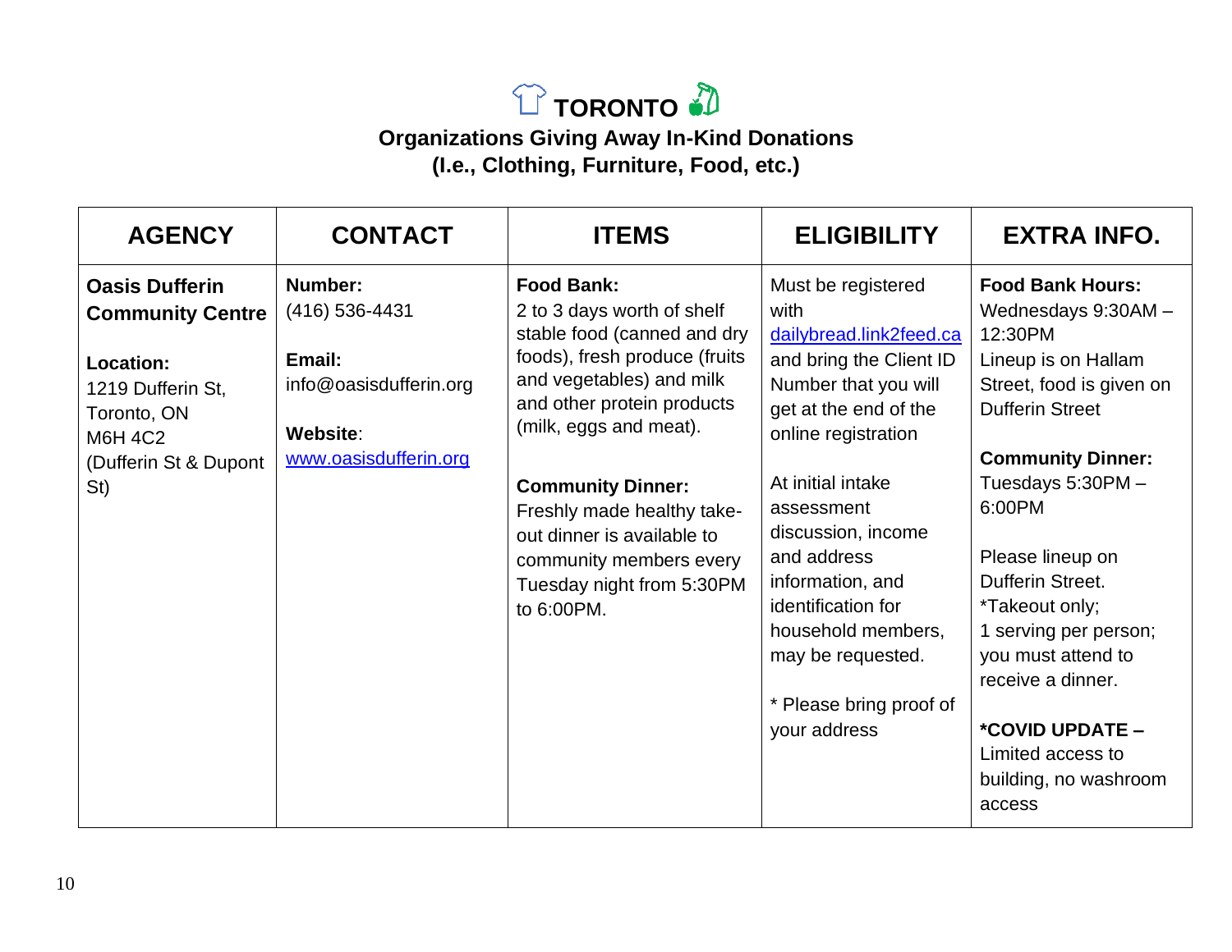# TORONTO

## Organizations Giving Away In-Kind Donations (I.e., Clothing, Furniture, Food, etc.)

| AGENCY | CONTACT | ITEMS | ELIGIBILITY | EXTRA INFO. |
|---|---|---|---|---|
| **Oasis Dufferin Community Centre**<br><br>**Location:**<br>1219 Dufferin St, Toronto, ON M6H 4C2<br>(Dufferin St & Dupont St) | **Number:**<br>(416) 536-4431<br><br>**Email:**<br>info@oasisdufferin.org<br><br>**Website**:<br>www.oasisdufferin.org | **Food Bank:**<br>2 to 3 days worth of shelf stable food (canned and dry foods), fresh produce (fruits and vegetables) and milk and other protein products (milk, eggs and meat).<br><br>**Community Dinner:**<br>Freshly made healthy take-out dinner is available to community members every Tuesday night from 5:30PM to 6:00PM. | Must be registered with dailybread.link2feed.ca and bring the Client ID Number that you will get at the end of the online registration<br><br>At initial intake assessment discussion, income and address information, and identification for household members, may be requested.<br><br>* Please bring proof of your address | **Food Bank Hours:**<br>Wednesdays 9:30AM – 12:30PM<br>Lineup is on Hallam Street, food is given on Dufferin Street<br><br>**Community Dinner:**<br>Tuesdays 5:30PM – 6:00PM<br><br>Please lineup on Dufferin Street.<br>*Takeout only;<br>1 serving per person; you must attend to receive a dinner.<br><br>***COVID UPDATE –**<br>Limited access to building, no washroom access |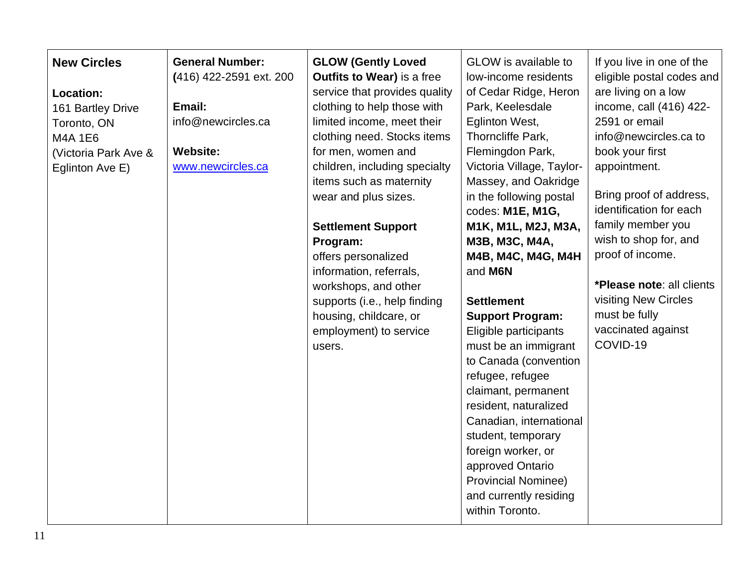| **New Circles**<br><br>**Location:**<br>161 Bartley Drive<br>Toronto, ON<br>M4A 1E6<br>(Victoria Park Ave & Eglinton Ave E) | **General Number:**<br>**(**416) 422-2591 ext. 200<br><br>**Email:**<br>info@newcircles.ca<br><br>**Website:**<br>www.newcircles.ca | **GLOW (Gently Loved Outfits to Wear)** is a free service that provides quality clothing to help those with limited income, meet their clothing need. Stocks items for men, women and children, including specialty items such as maternity wear and plus sizes.<br><br>**Settlement Support Program:**<br>offers personalized information, referrals, workshops, and other supports (i.e., help finding housing, childcare, or employment) to service users. | GLOW is available to low-income residents of Cedar Ridge, Heron Park, Keelesdale Eglinton West, Thorncliffe Park, Flemingdon Park, Victoria Village, Taylor-Massey, and Oakridge in the following postal codes: **M1E, M1G, M1K, M1L, M2J, M3A, M3B, M3C, M4A, M4B, M4C, M4G, M4H** and **M6N**<br><br>**Settlement Support Program:**<br>Eligible participants must be an immigrant to Canada (convention refugee, refugee claimant, permanent resident, naturalized Canadian, international student, temporary foreign worker, or approved Ontario Provincial Nominee) and currently residing within Toronto. | If you live in one of the eligible postal codes and are living on a low income, call (416) 422-2591 or email info@newcircles.ca to book your first appointment.<br><br>Bring proof of address, identification for each family member you wish to shop for, and proof of income.<br><br>***Please note**: all clients visiting New Circles must be fully vaccinated against COVID-19 |
|---|---|---|---|---|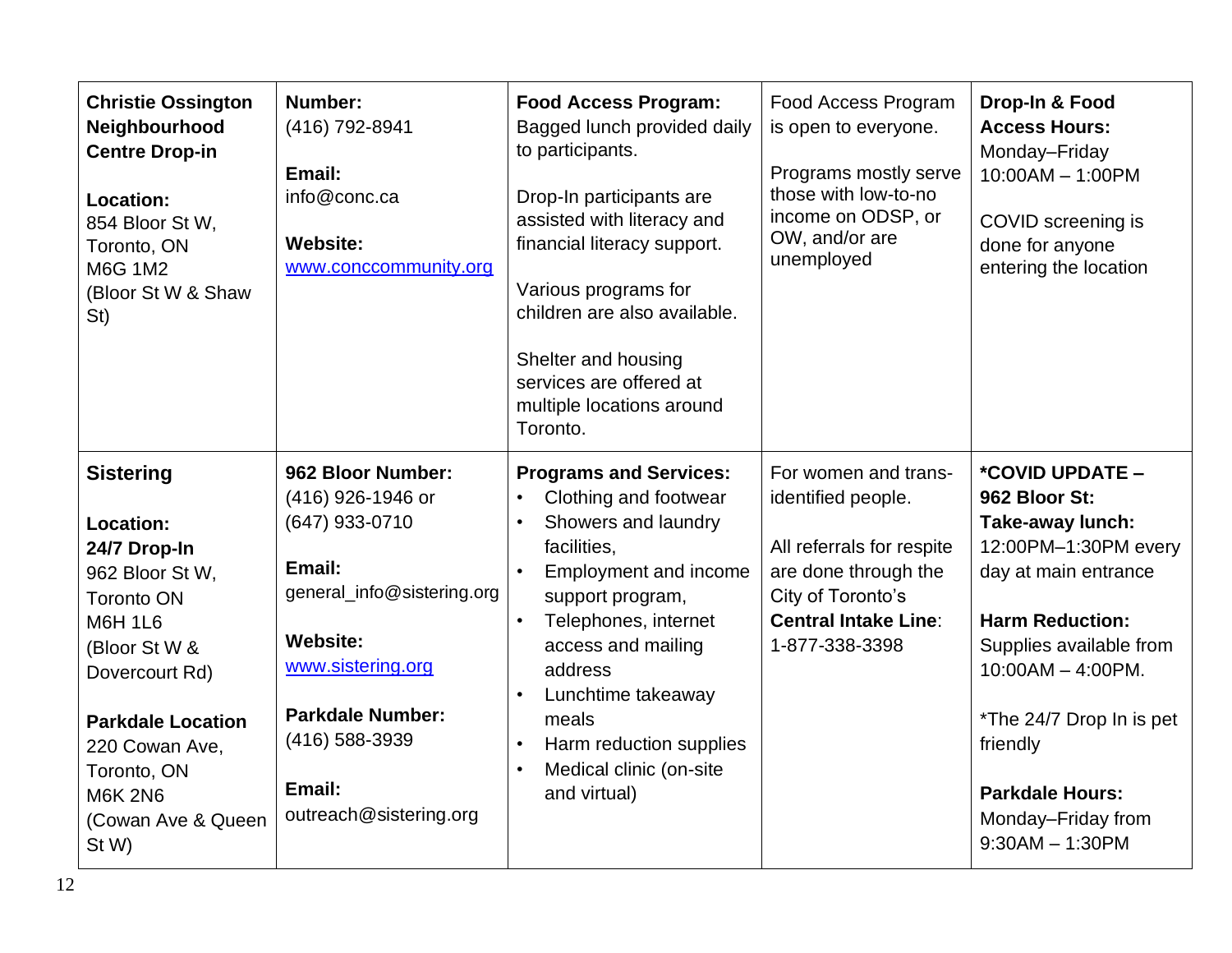| | | | | |
|---|---|---|---|---|
| **Christie Ossington Neighbourhood Centre Drop-in**<br><br>**Location:**<br>854 Bloor St W,<br>Toronto, ON<br>M6G 1M2<br>(Bloor St W & Shaw St) | **Number:**<br>(416) 792-8941<br><br>**Email:**<br>info@conc.ca<br><br>**Website:**<br>[www.conccommunity.org](http://www.conccommunity.org) | **Food Access Program:**<br>Bagged lunch provided daily to participants.<br><br>Drop-In participants are assisted with literacy and financial literacy support.<br><br>Various programs for children are also available.<br><br>Shelter and housing services are offered at multiple locations around Toronto. | Food Access Program is open to everyone.<br><br>Programs mostly serve those with low-to-no income on ODSP, or OW, and/or are unemployed | **Drop-In & Food Access Hours:**<br>Monday–Friday<br>10:00AM – 1:00PM<br><br>COVID screening is done for anyone entering the location |
| **Sistering**<br><br>**Location:**<br>**24/7 Drop-In**<br>962 Bloor St W,<br>Toronto ON<br>M6H 1L6<br>(Bloor St W & Dovercourt Rd)<br><br>**Parkdale Location**<br>220 Cowan Ave,<br>Toronto, ON<br>M6K 2N6<br>(Cowan Ave & Queen St W) | **962 Bloor Number:**<br>(416) 926-1946 or<br>(647) 933-0710<br><br>**Email:**<br>general_info@sistering.org<br><br>**Website:**<br>[www.sistering.org](http://www.sistering.org)<br><br>**Parkdale Number:**<br>(416) 588-3939<br><br>**Email:**<br>outreach@sistering.org | **Programs and Services:**<br>• Clothing and footwear<br>• Showers and laundry facilities,<br>• Employment and income support program,<br>• Telephones, internet access and mailing address<br>• Lunchtime takeaway meals<br>• Harm reduction supplies<br>• Medical clinic (on-site and virtual) | For women and trans-identified people.<br><br>All referrals for respite are done through the City of Toronto's **Central Intake Line**:<br>1-877-338-3398 | ***COVID UPDATE – 962 Bloor St:**<br>**Take-away lunch:**<br>12:00PM–1:30PM every day at main entrance<br><br>**Harm Reduction:**<br>Supplies available from 10:00AM – 4:00PM.<br><br>*The 24/7 Drop In is pet friendly<br><br>**Parkdale Hours:**<br>Monday–Friday from 9:30AM – 1:30PM |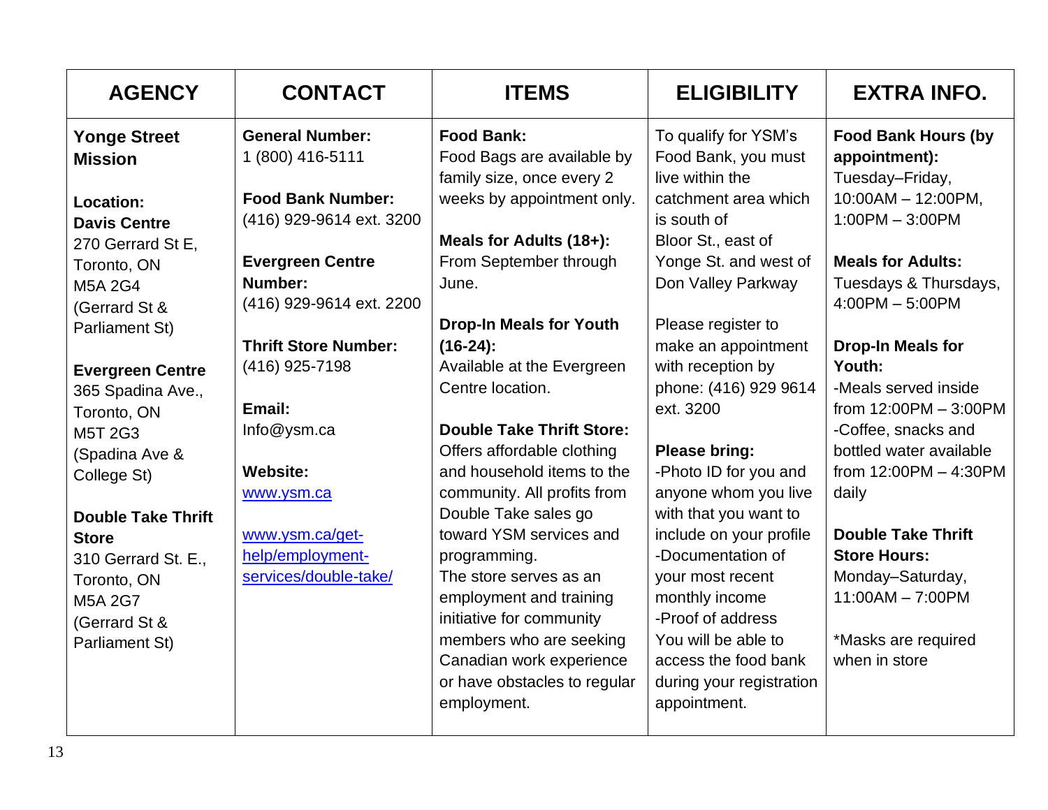| AGENCY | CONTACT | ITEMS | ELIGIBILITY | EXTRA INFO. |
|---|---|---|---|---|
| **Yonge Street Mission**<br><br>**Location:**<br>**Davis Centre**<br>270 Gerrard St E, Toronto, ON M5A 2G4 (Gerrard St & Parliament St)<br><br>**Evergreen Centre**<br>365 Spadina Ave., Toronto, ON M5T 2G3 (Spadina Ave & College St)<br><br>**Double Take Thrift Store**<br>310 Gerrard St. E., Toronto, ON M5A 2G7 (Gerrard St & Parliament St) | **General Number:**<br>1 (800) 416-5111<br><br>**Food Bank Number:**<br>(416) 929-9614 ext. 3200<br><br>**Evergreen Centre Number:**<br>(416) 929-9614 ext. 2200<br><br>**Thrift Store Number:**<br>(416) 925-7198<br><br>**Email:**<br>Info@ysm.ca<br><br>**Website:**<br>[www.ysm.ca](http://www.ysm.ca)<br><br>[www.ysm.ca/get-help/employment-services/double-take/](http://www.ysm.ca/get-help/employment-services/double-take/) | **Food Bank:**<br>Food Bags are available by family size, once every 2 weeks by appointment only.<br><br>**Meals for Adults (18+):**<br>From September through June.<br><br>**Drop-In Meals for Youth (16-24):**<br>Available at the Evergreen Centre location.<br><br>**Double Take Thrift Store:**<br>Offers affordable clothing and household items to the community. All profits from Double Take sales go toward YSM services and programming.<br>The store serves as an employment and training initiative for community members who are seeking Canadian work experience or have obstacles to regular employment. | To qualify for YSM's Food Bank, you must live within the catchment area which is south of Bloor St., east of Yonge St. and west of Don Valley Parkway<br><br>Please register to make an appointment with reception by phone: (416) 929 9614 ext. 3200<br><br>**Please bring:**<br>-Photo ID for you and anyone whom you live with that you want to include on your profile<br>-Documentation of your most recent monthly income<br>-Proof of address<br>You will be able to access the food bank during your registration appointment. | **Food Bank Hours (by appointment):**<br>Tuesday–Friday, 10:00AM – 12:00PM, 1:00PM – 3:00PM<br><br>**Meals for Adults:**<br>Tuesdays & Thursdays, 4:00PM – 5:00PM<br><br>**Drop-In Meals for Youth:**<br>-Meals served inside from 12:00PM – 3:00PM<br>-Coffee, snacks and bottled water available from 12:00PM – 4:30PM daily<br><br>**Double Take Thrift Store Hours:**<br>Monday–Saturday, 11:00AM – 7:00PM<br><br>*Masks are required when in store |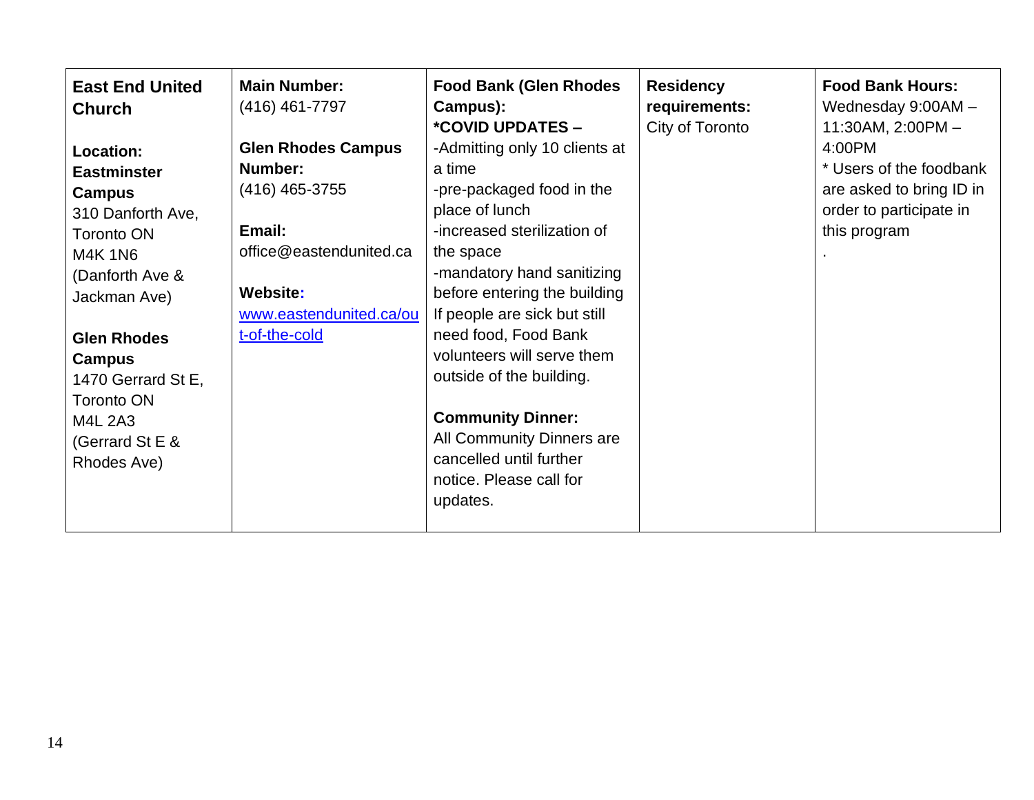| **East End United Church**<br><br>**Location: Eastminster Campus**<br>310 Danforth Ave, Toronto ON M4K 1N6 (Danforth Ave & Jackman Ave)<br><br>**Glen Rhodes Campus**<br>1470 Gerrard St E, Toronto ON M4L 2A3 (Gerrard St E & Rhodes Ave) | **Main Number:**<br>(416) 461-7797<br><br>**Glen Rhodes Campus Number:**<br>(416) 465-3755<br><br>**Email:**<br>office@eastendunited.ca<br><br>**Website:**<br>[www.eastendunited.ca/out-of-the-cold](www.eastendunited.ca/out-of-the-cold) | **Food Bank (Glen Rhodes Campus):**<br>**\*COVID UPDATES –**<br>-Admitting only 10 clients at a time<br>-pre-packaged food in the place of lunch<br>-increased sterilization of the space<br>-mandatory hand sanitizing before entering the building<br>If people are sick but still need food, Food Bank volunteers will serve them outside of the building.<br><br>**Community Dinner:**<br>All Community Dinners are cancelled until further notice. Please call for updates. | **Residency requirements:**<br>City of Toronto | **Food Bank Hours:**<br>Wednesday 9:00AM – 11:30AM, 2:00PM – 4:00PM<br>* Users of the foodbank are asked to bring ID in order to participate in this program<br>. |
|---|---|---|---|---|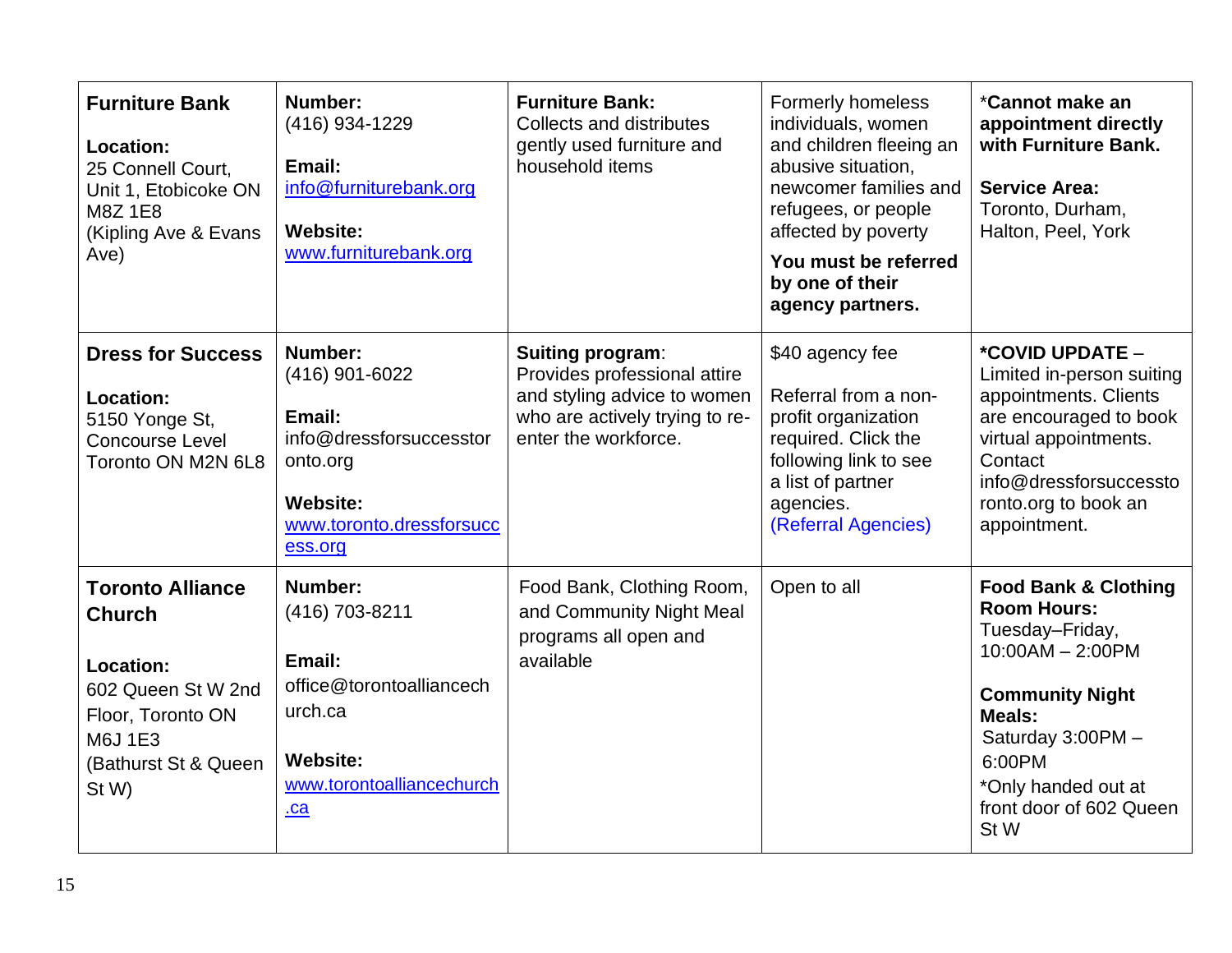| **Furniture Bank**<br><br>**Location:**<br>25 Connell Court, Unit 1, Etobicoke ON M8Z 1E8<br>(Kipling Ave & Evans Ave) | **Number:**<br>(416) 934-1229<br><br>**Email:**<br>info@furniturebank.org<br><br>**Website:**<br>www.furniturebank.org | **Furniture Bank:**<br>Collects and distributes gently used furniture and household items | Formerly homeless individuals, women and children fleeing an abusive situation, newcomer families and refugees, or people affected by poverty<br><br>**You must be referred by one of their agency partners.** | ***Cannot make an appointment directly with Furniture Bank.**<br><br>**Service Area:**<br>Toronto, Durham, Halton, Peel, York |
|---|---|---|---|---|
| **Dress for Success**<br><br>**Location:**<br>5150 Yonge St, Concourse Level<br>Toronto ON M2N 6L8 | **Number:**<br>(416) 901-6022<br><br>**Email:**<br>info@dressforsuccesstoronto.org<br><br>**Website:**<br>www.toronto.dressforsuccess.org | **Suiting program**:<br>Provides professional attire and styling advice to women who are actively trying to re-enter the workforce. | $40 agency fee<br><br>Referral from a non-profit organization required. Click the following link to see a list of partner agencies.<br>(Referral Agencies) | ***COVID UPDATE** – Limited in-person suiting appointments. Clients are encouraged to book virtual appointments. Contact info@dressforsuccesstoronto.org to book an appointment. |
| **Toronto Alliance Church**<br><br>**Location:**<br>602 Queen St W 2nd Floor, Toronto ON M6J 1E3<br>(Bathurst St & Queen St W) | **Number:**<br>(416) 703-8211<br><br>**Email:**<br>office@torontoalliancechurch.ca<br><br>**Website:**<br>www.torontoalliancechurch.ca | Food Bank, Clothing Room, and Community Night Meal programs all open and available | Open to all | **Food Bank & Clothing Room Hours:**<br>Tuesday–Friday, 10:00AM – 2:00PM<br><br>**Community Night Meals:**<br>Saturday 3:00PM – 6:00PM<br>*Only handed out at front door of 602 Queen St W |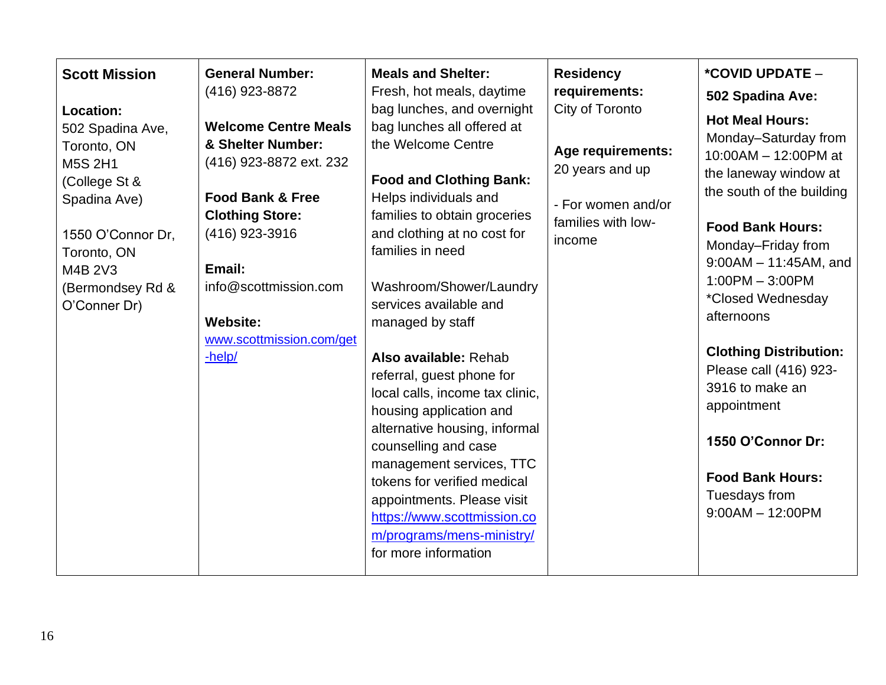| **Scott Mission**<br><br>**Location:**<br>502 Spadina Ave, Toronto, ON M5S 2H1 (College St & Spadina Ave)<br><br>1550 O'Connor Dr, Toronto, ON M4B 2V3 (Bermondsey Rd & O'Conner Dr) | **General Number:**<br>(416) 923-8872<br><br>**Welcome Centre Meals & Shelter Number:**<br>(416) 923-8872 ext. 232<br><br>**Food Bank & Free Clothing Store:**<br>(416) 923-3916<br><br>**Email:**<br>info@scottmission.com<br><br>**Website:**<br>[www.scottmission.com/get-help/](www.scottmission.com/get-help/) | **Meals and Shelter:**<br>Fresh, hot meals, daytime bag lunches, and overnight bag lunches all offered at the Welcome Centre<br><br>**Food and Clothing Bank:**<br>Helps individuals and families to obtain groceries and clothing at no cost for families in need<br><br>Washroom/Shower/Laundry services available and managed by staff<br><br>**Also available:** Rehab referral, guest phone for local calls, income tax clinic, housing application and alternative housing, informal counselling and case management services, TTC tokens for verified medical appointments. Please visit [https://www.scottmission.com/programs/mens-ministry/](https://www.scottmission.com/programs/mens-ministry/) for more information | **Residency requirements:**<br>City of Toronto<br><br>**Age requirements:**<br>20 years and up<br><br>- For women and/or families with low-income | ***COVID UPDATE** –<br>**502 Spadina Ave:**<br>**Hot Meal Hours:**<br>Monday–Saturday from 10:00AM – 12:00PM at the laneway window at the south of the building<br><br>**Food Bank Hours:**<br>Monday–Friday from 9:00AM – 11:45AM, and 1:00PM – 3:00PM<br>*Closed Wednesday afternoons<br><br>**Clothing Distribution:**<br>Please call (416) 923-3916 to make an appointment<br><br>**1550 O'Connor Dr:**<br><br>**Food Bank Hours:**<br>Tuesdays from 9:00AM – 12:00PM |
|---|---|---|---|---|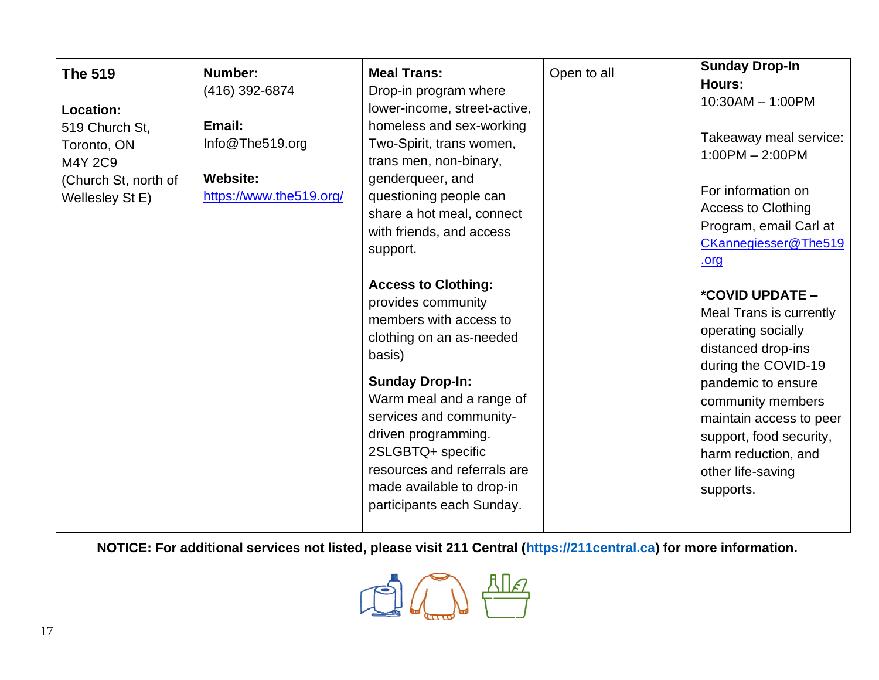| | | | | |
|---|---|---|---|---|
| **The 519**<br><br>**Location:**<br>519 Church St, Toronto, ON M4Y 2C9<br>(Church St, north of Wellesley St E) | **Number:**<br>(416) 392-6874<br><br>**Email:**<br>Info@The519.org<br><br>**Website:**<br>https://www.the519.org/ | **Meal Trans:**<br>Drop-in program where lower-income, street-active, homeless and sex-working Two-Spirit, trans women, trans men, non-binary, genderqueer, and questioning people can share a hot meal, connect with friends, and access support.<br><br>**Access to Clothing:**<br>provides community members with access to clothing on an as-needed basis)<br><br>**Sunday Drop-In:**<br>Warm meal and a range of services and community-driven programming. 2SLGBTQ+ specific resources and referrals are made available to drop-in participants each Sunday. | Open to all | **Sunday Drop-In Hours:**<br>10:30AM – 1:00PM<br><br>Takeaway meal service: 1:00PM – 2:00PM<br><br>For information on Access to Clothing Program, email Carl at CKannegiesser@The519.org<br><br>**\*COVID UPDATE –**<br>Meal Trans is currently operating socially distanced drop-ins during the COVID-19 pandemic to ensure community members maintain access to peer support, food security, harm reduction, and other life-saving supports. |

**NOTICE: For additional services not listed, please visit 211 Central (https://211central.ca) for more information.**